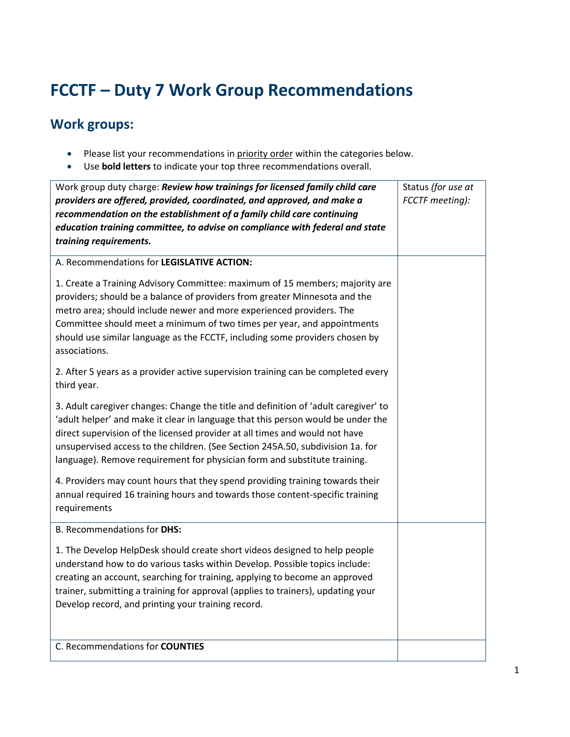# FCCTF – Duty 7 Work Group Recommendations

## Work groups:

- Please list your recommendations in priority order within the categories below.
- Use **bold letters** to indicate your top three recommendations overall.

| Work group duty charge: ***Review how trainings for licensed family child care providers are offered, provided, coordinated, and approved, and make a recommendation on the establishment of a family child care continuing education training committee, to advise on compliance with federal and state training requirements.*** | Status *(for use at FCCTF meeting):* |
|---|---|
| A. Recommendations for **LEGISLATIVE ACTION:**<br><br>1. Create a Training Advisory Committee: maximum of 15 members; majority are providers; should be a balance of providers from greater Minnesota and the metro area; should include newer and more experienced providers. The Committee should meet a minimum of two times per year, and appointments should use similar language as the FCCTF, including some providers chosen by associations.<br><br>2. After 5 years as a provider active supervision training can be completed every third year.<br><br>3. Adult caregiver changes: Change the title and definition of 'adult caregiver' to 'adult helper' and make it clear in language that this person would be under the direct supervision of the licensed provider at all times and would not have unsupervised access to the children. (See Section 245A.50, subdivision 1a. for language). Remove requirement for physician form and substitute training.<br><br>4. Providers may count hours that they spend providing training towards their annual required 16 training hours and towards those content-specific training requirements | |
| B. Recommendations for **DHS:**<br><br>1. The Develop HelpDesk should create short videos designed to help people understand how to do various tasks within Develop. Possible topics include: creating an account, searching for training, applying to become an approved trainer, submitting a training for approval (applies to trainers), updating your Develop record, and printing your training record. | |
| C. Recommendations for **COUNTIES** | |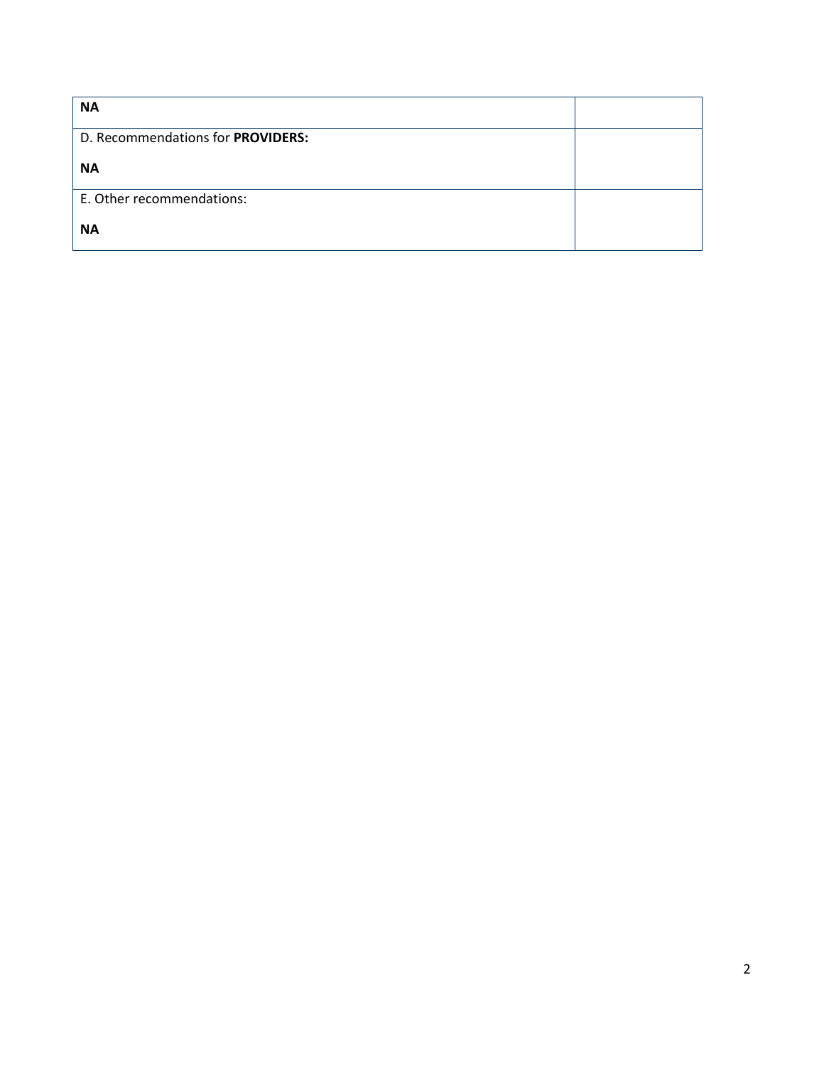| | |
|---|---|
| **NA** | |
| D. Recommendations for **PROVIDERS:** <br><br> **NA** | |
| E. Other recommendations: <br><br> **NA** | |